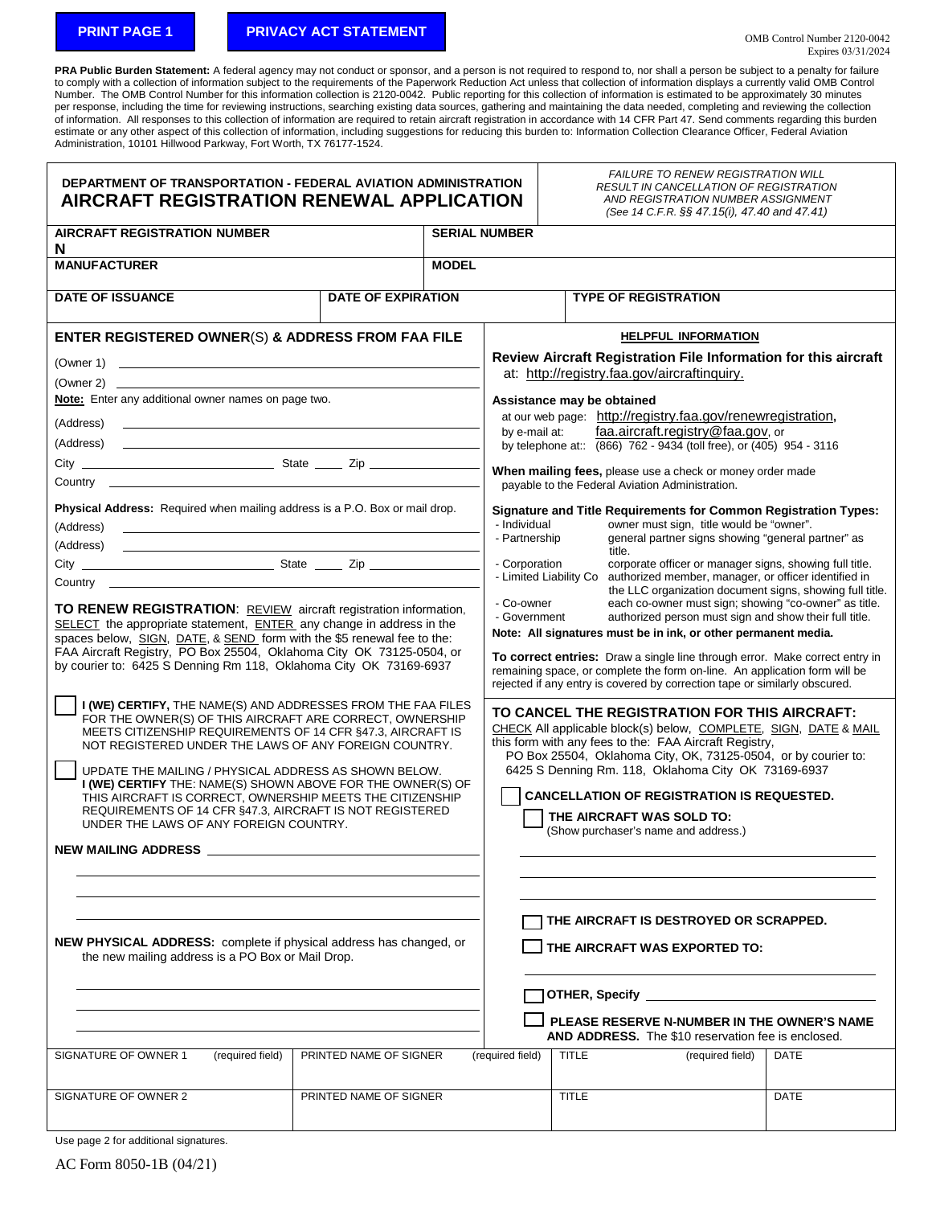PRINT PAGE 1 | PRIVACY ACT STATEMENT

OMB Control Number 2120-0042
Expires 03/31/2024

**PRA Public Burden Statement:** A federal agency may not conduct or sponsor, and a person is not required to respond to, nor shall a person be subject to a penalty for failure to comply with a collection of information subject to the requirements of the Paperwork Reduction Act unless that collection of information displays a currently valid OMB Control Number. The OMB Control Number for this information collection is 2120-0042. Public reporting for this collection of information is estimated to be approximately 30 minutes per response, including the time for reviewing instructions, searching existing data sources, gathering and maintaining the data needed, completing and reviewing the collection of information. All responses to this collection of information are required to retain aircraft registration in accordance with 14 CFR Part 47. Send comments regarding this burden estimate or any other aspect of this collection of information, including suggestions for reducing this burden to: Information Collection Clearance Officer, Federal Aviation Administration, 10101 Hillwood Parkway, Fort Worth, TX 76177-1524.

**DEPARTMENT OF TRANSPORTATION - FEDERAL AVIATION ADMINISTRATION**

# AIRCRAFT REGISTRATION RENEWAL APPLICATION

*FAILURE TO RENEW REGISTRATION WILL RESULT IN CANCELLATION OF REGISTRATION AND REGISTRATION NUMBER ASSIGNMENT (See 14 C.F.R. §§ 47.15(i), 47.40 and 47.41)*

| AIRCRAFT REGISTRATION NUMBER N | | SERIAL NUMBER |
|---|---|---|
| **MANUFACTURER** | | **MODEL** |
| **DATE OF ISSUANCE** | **DATE OF EXPIRATION** | **TYPE OF REGISTRATION** |

## ENTER REGISTERED OWNER(S) & ADDRESS FROM FAA FILE

(Owner 1) ______________________________

(Owner 2) ______________________________

**Note:** Enter any additional owner names on page two.

(Address) ______________________________

(Address) ______________________________

City ______________ State _____ Zip __________

Country ______________________________

**Physical Address:** Required when mailing address is a P.O. Box or mail drop.

(Address) ______________________________

(Address) ______________________________

City ______________ State _____ Zip __________

Country ______________________________

**TO RENEW REGISTRATION**: REVIEW aircraft registration information, SELECT the appropriate statement, ENTER any change in address in the spaces below, SIGN, DATE, & SEND form with the $5 renewal fee to the: FAA Aircraft Registry, PO Box 25504, Oklahoma City OK 73125-0504, or by courier to: 6425 S Denning Rm 118, Oklahoma City OK 73169-6937

☐ **I (WE) CERTIFY,** THE NAME(S) AND ADDRESSES FROM THE FAA FILES FOR THE OWNER(S) OF THIS AIRCRAFT ARE CORRECT, OWNERSHIP MEETS CITIZENSHIP REQUIREMENTS OF 14 CFR §47.3, AIRCRAFT IS NOT REGISTERED UNDER THE LAWS OF ANY FOREIGN COUNTRY.

☐ UPDATE THE MAILING / PHYSICAL ADDRESS AS SHOWN BELOW. **I (WE) CERTIFY** THE: NAME(S) SHOWN ABOVE FOR THE OWNER(S) OF THIS AIRCRAFT IS CORRECT, OWNERSHIP MEETS THE CITIZENSHIP REQUIREMENTS OF 14 CFR §47.3, AIRCRAFT IS NOT REGISTERED UNDER THE LAWS OF ANY FOREIGN COUNTRY.

**NEW MAILING ADDRESS** ______________________________

**NEW PHYSICAL ADDRESS:** complete if physical address has changed, or the new mailing address is a PO Box or Mail Drop.

## HELPFUL INFORMATION

**Review Aircraft Registration File Information for this aircraft** at: http://registry.faa.gov/aircraftinquiry.

**Assistance may be obtained**
at our web page: http://registry.faa.gov/renewregistration,
by e-mail at: faa.aircraft.registry@faa.gov, or
by telephone at:: (866) 762 - 9434 (toll free), or (405) 954 - 3116

**When mailing fees,** please use a check or money order made payable to the Federal Aviation Administration.

**Signature and Title Requirements for Common Registration Types:**

- Individual — owner must sign, title would be "owner".
- Partnership — general partner signs showing "general partner" as title.
- Corporation — corporate officer or manager signs, showing full title.
- Limited Liability Co — authorized member, manager, or officer identified in the LLC organization document signs, showing full title.
- Co-owner — each co-owner must sign; showing "co-owner" as title.
- Government — authorized person must sign and show their full title.

**Note: All signatures must be in ink, or other permanent media.**

**To correct entries:** Draw a single line through error. Make correct entry in remaining space, or complete the form on-line. An application form will be rejected if any entry is covered by correction tape or similarly obscured.

## TO CANCEL THE REGISTRATION FOR THIS AIRCRAFT:

CHECK All applicable block(s) below, COMPLETE, SIGN, DATE & MAIL this form with any fees to the: FAA Aircraft Registry, PO Box 25504, Oklahoma City, OK, 73125-0504, or by courier to: 6425 S Denning Rm. 118, Oklahoma City OK 73169-6937

☐ **CANCELLATION OF REGISTRATION IS REQUESTED.**

☐ **THE AIRCRAFT WAS SOLD TO:** (Show purchaser's name and address.)

☐ **THE AIRCRAFT IS DESTROYED OR SCRAPPED.**

☐ **THE AIRCRAFT WAS EXPORTED TO:**

☐ **OTHER, Specify** ______________________________

☐ **PLEASE RESERVE N-NUMBER IN THE OWNER'S NAME AND ADDRESS.** The $10 reservation fee is enclosed.

| SIGNATURE OF OWNER 1 (required field) | PRINTED NAME OF SIGNER (required field) | TITLE (required field) | DATE |
|---|---|---|---|
| SIGNATURE OF OWNER 2 | PRINTED NAME OF SIGNER | TITLE | DATE |

Use page 2 for additional signatures.

AC Form 8050-1B (04/21)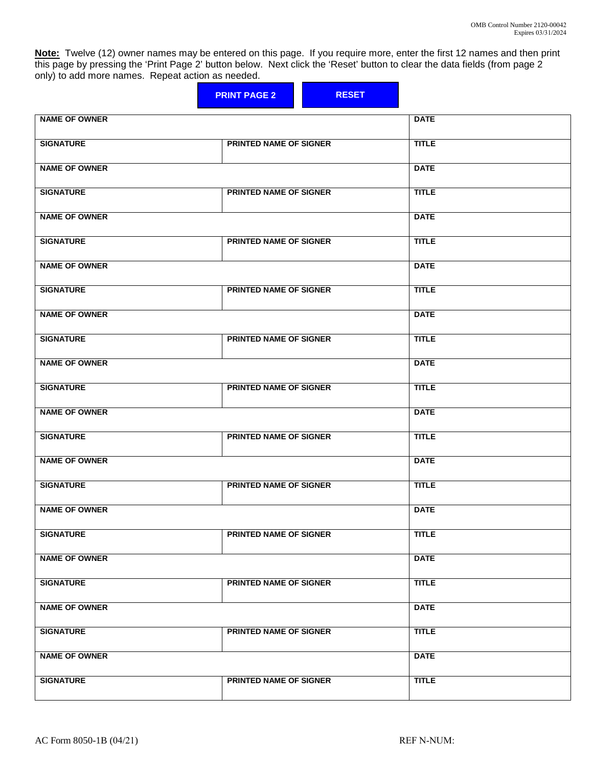OMB Control Number 2120-00042
Expires 03/31/2024

**Note:** Twelve (12) owner names may be entered on this page. If you require more, enter the first 12 names and then print this page by pressing the 'Print Page 2' button below. Next click the 'Reset' button to clear the data fields (from page 2 only) to add more names. Repeat action as needed.

**PRINT PAGE 2** **RESET**

| | | |
|---|---|---|
| **NAME OF OWNER** | | **DATE** |
| **SIGNATURE** | **PRINTED NAME OF SIGNER** | **TITLE** |
| **NAME OF OWNER** | | **DATE** |
| **SIGNATURE** | **PRINTED NAME OF SIGNER** | **TITLE** |
| **NAME OF OWNER** | | **DATE** |
| **SIGNATURE** | **PRINTED NAME OF SIGNER** | **TITLE** |
| **NAME OF OWNER** | | **DATE** |
| **SIGNATURE** | **PRINTED NAME OF SIGNER** | **TITLE** |
| **NAME OF OWNER** | | **DATE** |
| **SIGNATURE** | **PRINTED NAME OF SIGNER** | **TITLE** |
| **NAME OF OWNER** | | **DATE** |
| **SIGNATURE** | **PRINTED NAME OF SIGNER** | **TITLE** |
| **NAME OF OWNER** | | **DATE** |
| **SIGNATURE** | **PRINTED NAME OF SIGNER** | **TITLE** |
| **NAME OF OWNER** | | **DATE** |
| **SIGNATURE** | **PRINTED NAME OF SIGNER** | **TITLE** |
| **NAME OF OWNER** | | **DATE** |
| **SIGNATURE** | **PRINTED NAME OF SIGNER** | **TITLE** |
| **NAME OF OWNER** | | **DATE** |
| **SIGNATURE** | **PRINTED NAME OF SIGNER** | **TITLE** |
| **NAME OF OWNER** | | **DATE** |
| **SIGNATURE** | **PRINTED NAME OF SIGNER** | **TITLE** |
| **NAME OF OWNER** | | **DATE** |
| **SIGNATURE** | **PRINTED NAME OF SIGNER** | **TITLE** |

AC Form 8050-1B (04/21)

REF N-NUM: